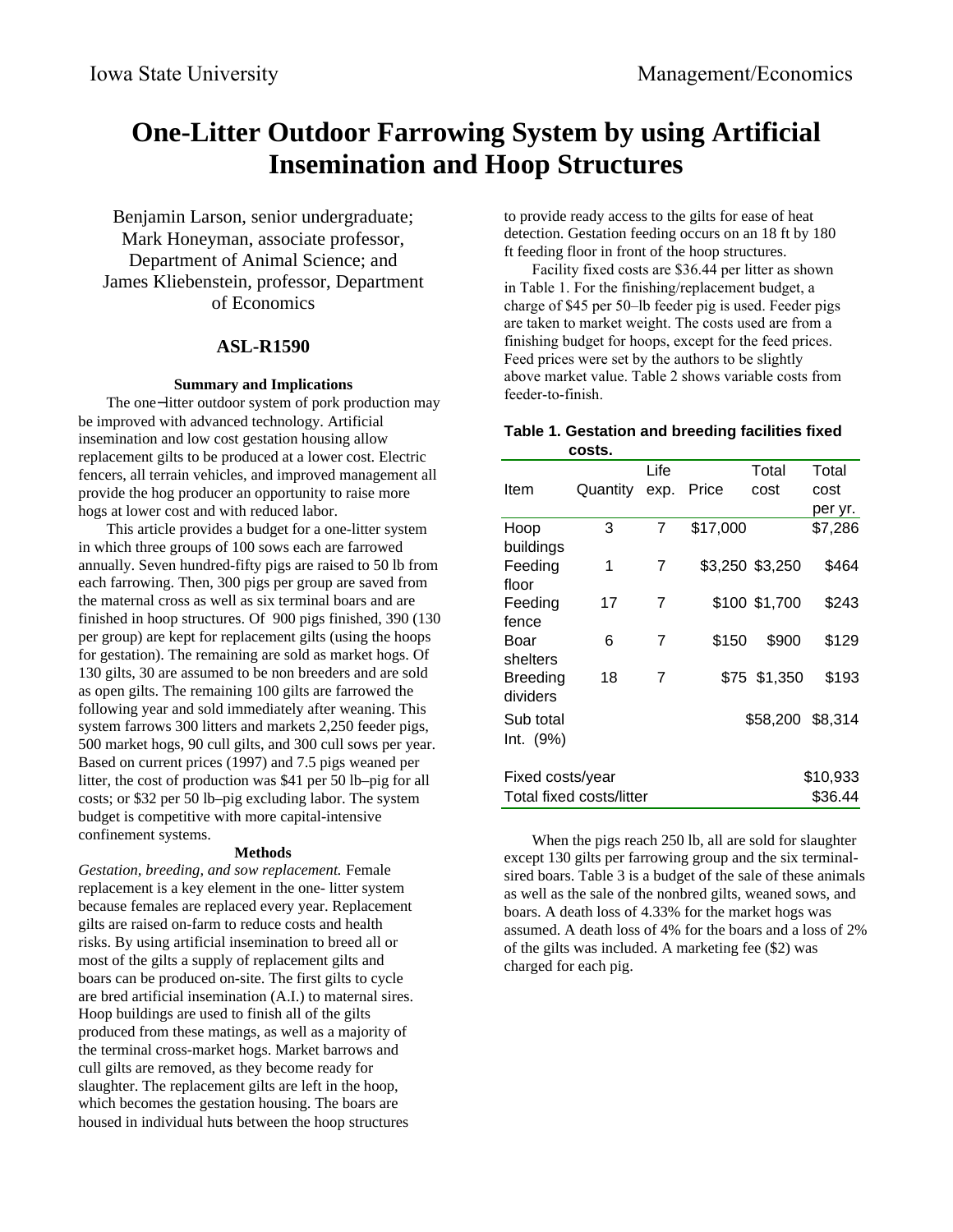Iowa State University Management/Economics

# One-Litter Outdoor Farrowing System by using Artificial Insemination and Hoop Structures

Benjamin Larson, senior undergraduate; Mark Honeyman, associate professor, Department of Animal Science; and James Kliebenstein, professor, Department of Economics

## ASL-R1590

### Summary and Implications

The one–litter outdoor system of pork production may be improved with advanced technology. Artificial insemination and low cost gestation housing allow replacement gilts to be produced at a lower cost. Electric fencers, all terrain vehicles, and improved management all provide the hog producer an opportunity to raise more hogs at lower cost and with reduced labor.

This article provides a budget for a one-litter system in which three groups of 100 sows each are farrowed annually. Seven hundred-fifty pigs are raised to 50 lb from each farrowing. Then, 300 pigs per group are saved from the maternal cross as well as six terminal boars and are finished in hoop structures. Of 900 pigs finished, 390 (130 per group) are kept for replacement gilts (using the hoops for gestation). The remaining are sold as market hogs. Of 130 gilts, 30 are assumed to be non breeders and are sold as open gilts. The remaining 100 gilts are farrowed the following year and sold immediately after weaning. This system farrows 300 litters and markets 2,250 feeder pigs, 500 market hogs, 90 cull gilts, and 300 cull sows per year. Based on current prices (1997) and 7.5 pigs weaned per litter, the cost of production was $41 per 50 lb–pig for all costs; or $32 per 50 lb–pig excluding labor. The system budget is competitive with more capital-intensive confinement systems.

### Methods

*Gestation, breeding, and sow replacement.* Female replacement is a key element in the one- litter system because females are replaced every year. Replacement gilts are raised on-farm to reduce costs and health risks. By using artificial insemination to breed all or most of the gilts a supply of replacement gilts and boars can be produced on-site. The first gilts to cycle are bred artificial insemination (A.I.) to maternal sires. Hoop buildings are used to finish all of the gilts produced from these matings, as well as a majority of the terminal cross-market hogs. Market barrows and cull gilts are removed, as they become ready for slaughter. The replacement gilts are left in the hoop, which becomes the gestation housing. The boars are housed in individual huts between the hoop structures to provide ready access to the gilts for ease of heat detection. Gestation feeding occurs on an 18 ft by 180 ft feeding floor in front of the hoop structures.

Facility fixed costs are $36.44 per litter as shown in Table 1. For the finishing/replacement budget, a charge of $45 per 50–lb feeder pig is used. Feeder pigs are taken to market weight. The costs used are from a finishing budget for hoops, except for the feed prices. Feed prices were set by the authors to be slightly above market value. Table 2 shows variable costs from feeder-to-finish.

**Table 1. Gestation and breeding facilities fixed costs.**

| Item | Quantity | Life exp. | Price | Total cost | Total cost per yr. |
|---|---|---|---|---|---|
| Hoop buildings | 3 | 7 | $17,000 | | $7,286 |
| Feeding floor | 1 | 7 | $3,250 | $3,250 | $464 |
| Feeding fence | 17 | 7 | $100 | $1,700 | $243 |
| Boar shelters | 6 | 7 | $150 | $900 | $129 |
| Breeding dividers | 18 | 7 | $75 | $1,350 | $193 |
| Sub total | | | | $58,200 | $8,314 |
| Int. (9%) | | | | | |
| Fixed costs/year | | | | | $10,933 |
| Total fixed costs/litter | | | | | $36.44 |

When the pigs reach 250 lb, all are sold for slaughter except 130 gilts per farrowing group and the six terminal-sired boars. Table 3 is a budget of the sale of these animals as well as the sale of the nonbred gilts, weaned sows, and boars. A death loss of 4.33% for the market hogs was assumed. A death loss of 4% for the boars and a loss of 2% of the gilts was included. A marketing fee ($2) was charged for each pig.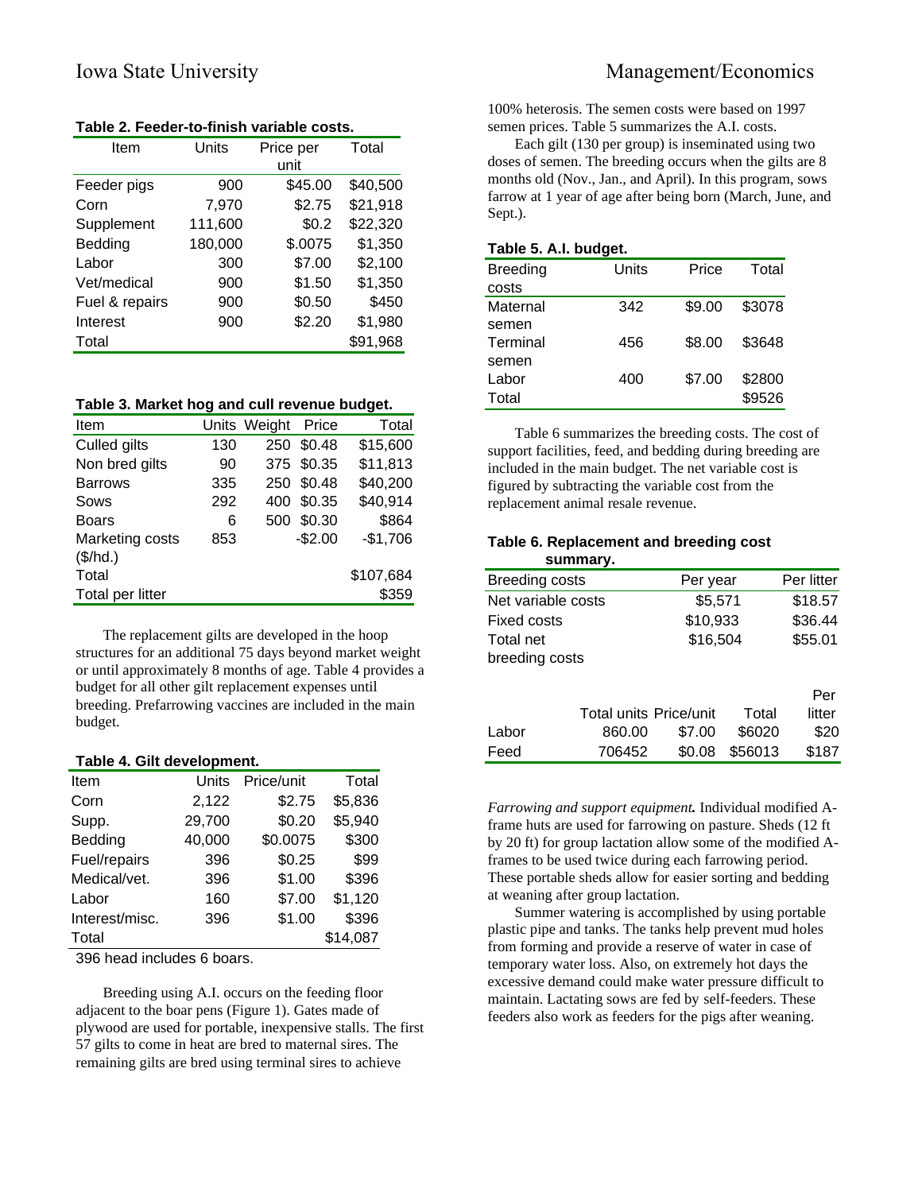**Table 2. Feeder-to-finish variable costs.**

| Item | Units | Price per unit | Total |
|---|---|---|---|
| Feeder pigs | 900 | $45.00 | $40,500 |
| Corn | 7,970 | $2.75 | $21,918 |
| Supplement | 111,600 | $0.2 | $22,320 |
| Bedding | 180,000 | $.0075 | $1,350 |
| Labor | 300 | $7.00 | $2,100 |
| Vet/medical | 900 | $1.50 | $1,350 |
| Fuel & repairs | 900 | $0.50 | $450 |
| Interest | 900 | $2.20 | $1,980 |
| Total | | | $91,968 |

**Table 3. Market hog and cull revenue budget.**

| Item | Units | Weight | Price | Total |
|---|---|---|---|---|
| Culled gilts | 130 | 250 | $0.48 | $15,600 |
| Non bred gilts | 90 | 375 | $0.35 | $11,813 |
| Barrows | 335 | 250 | $0.48 | $40,200 |
| Sows | 292 | 400 | $0.35 | $40,914 |
| Boars | 6 | 500 | $0.30 | $864 |
| Marketing costs ($/hd.) | 853 | | -$2.00 | -$1,706 |
| Total | | | | $107,684 |
| Total per litter | | | | $359 |

The replacement gilts are developed in the hoop structures for an additional 75 days beyond market weight or until approximately 8 months of age. Table 4 provides a budget for all other gilt replacement expenses until breeding. Prefarrowing vaccines are included in the main budget.

**Table 4. Gilt development.**

| Item | Units | Price/unit | Total |
|---|---|---|---|
| Corn | 2,122 | $2.75 | $5,836 |
| Supp. | 29,700 | $0.20 | $5,940 |
| Bedding | 40,000 | $0.0075 | $300 |
| Fuel/repairs | 396 | $0.25 | $99 |
| Medical/vet. | 396 | $1.00 | $396 |
| Labor | 160 | $7.00 | $1,120 |
| Interest/misc. | 396 | $1.00 | $396 |
| Total | | | $14,087 |

396 head includes 6 boars.

Breeding using A.I. occurs on the feeding floor adjacent to the boar pens (Figure 1). Gates made of plywood are used for portable, inexpensive stalls. The first 57 gilts to come in heat are bred to maternal sires. The remaining gilts are bred using terminal sires to achieve 100% heterosis. The semen costs were based on 1997 semen prices. Table 5 summarizes the A.I. costs.

Each gilt (130 per group) is inseminated using two doses of semen. The breeding occurs when the gilts are 8 months old (Nov., Jan., and April). In this program, sows farrow at 1 year of age after being born (March, June, and Sept.).

**Table 5. A.I. budget.**

| Breeding costs | Units | Price | Total |
|---|---|---|---|
| Maternal semen | 342 | $9.00 | $3078 |
| Terminal semen | 456 | $8.00 | $3648 |
| Labor | 400 | $7.00 | $2800 |
| Total | | | $9526 |

Table 6 summarizes the breeding costs. The cost of support facilities, feed, and bedding during breeding are included in the main budget. The net variable cost is figured by subtracting the variable cost from the replacement animal resale revenue.

**Table 6. Replacement and breeding cost summary.**

| Breeding costs | Per year | Per litter |
|---|---|---|
| Net variable costs | $5,571 | $18.57 |
| Fixed costs | $10,933 | $36.44 |
| Total net breeding costs | $16,504 | $55.01 |

| | Total units | Price/unit | Total | Per litter |
|---|---|---|---|---|
| Labor | 860.00 | $7.00 | $6020 | $20 |
| Feed | 706452 | $0.08 | $56013 | $187 |

***Farrowing and support equipment.*** Individual modified A-frame huts are used for farrowing on pasture. Sheds (12 ft by 20 ft) for group lactation allow some of the modified A-frames to be used twice during each farrowing period. These portable sheds allow for easier sorting and bedding at weaning after group lactation.

Summer watering is accomplished by using portable plastic pipe and tanks. The tanks help prevent mud holes from forming and provide a reserve of water in case of temporary water loss. Also, on extremely hot days the excessive demand could make water pressure difficult to maintain. Lactating sows are fed by self-feeders. These feeders also work as feeders for the pigs after weaning.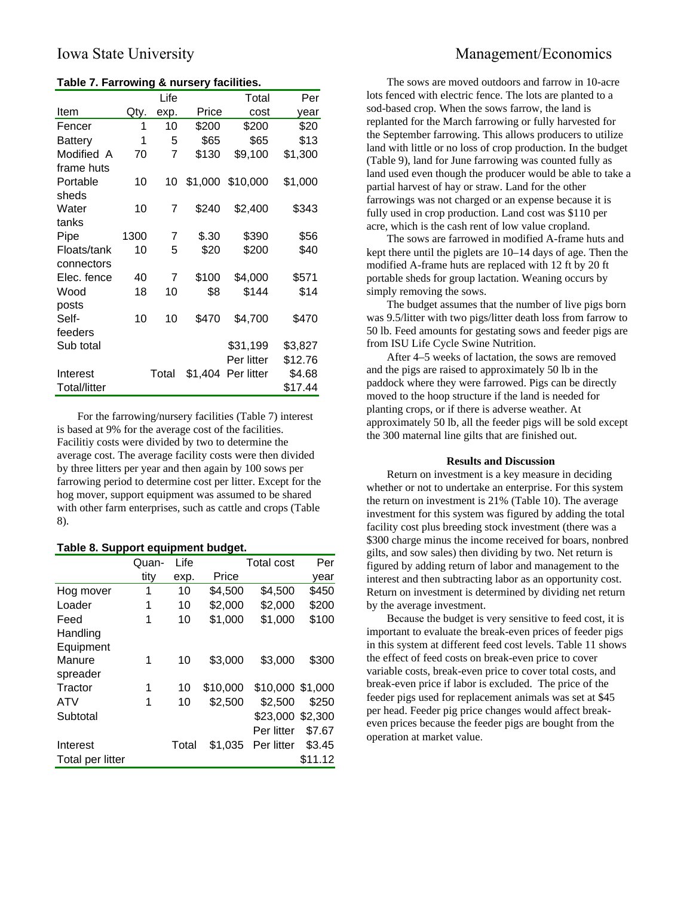**Table 7. Farrowing & nursery facilities.**

| Item | Qty. | Life exp. | Price | Total cost | Per year |
|---|---|---|---|---|---|
| Fencer | 1 | 10 | $200 | $200 | $20 |
| Battery | 1 | 5 | $65 | $65 | $13 |
| Modified A frame huts | 70 | 7 | $130 | $9,100 | $1,300 |
| Portable sheds | 10 | 10 | $1,000 | $10,000 | $1,000 |
| Water tanks | 10 | 7 | $240 | $2,400 | $343 |
| Pipe | 1300 | 7 | $.30 | $390 | $56 |
| Floats/tank connectors | 10 | 5 | $20 | $200 | $40 |
| Elec. fence | 40 | 7 | $100 | $4,000 | $571 |
| Wood posts | 18 | 10 | $8 | $144 | $14 |
| Self-feeders | 10 | 10 | $470 | $4,700 | $470 |
| Sub total | | | | $31,199 | $3,827 |
| | | | | Per litter | $12.76 |
| Interest | | Total | $1,404 | Per litter | $4.68 |
| Total/litter | | | | | $17.44 |

For the farrowing/nursery facilities (Table 7) interest is based at 9% for the average cost of the facilities. Facilitiy costs were divided by two to determine the average cost. The average facility costs were then divided by three litters per year and then again by 100 sows per farrowing period to determine cost per litter. Except for the hog mover, support equipment was assumed to be shared with other farm enterprises, such as cattle and crops (Table 8).

**Table 8. Support equipment budget.**

| | Quantity | Life exp. | Price | Total cost | Per year |
|---|---|---|---|---|---|
| Hog mover | 1 | 10 | $4,500 | $4,500 | $450 |
| Loader | 1 | 10 | $2,000 | $2,000 | $200 |
| Feed Handling Equipment | 1 | 10 | $1,000 | $1,000 | $100 |
| Manure spreader | 1 | 10 | $3,000 | $3,000 | $300 |
| Tractor | 1 | 10 | $10,000 | $10,000 | $1,000 |
| ATV | 1 | 10 | $2,500 | $2,500 | $250 |
| Subtotal | | | | $23,000 | $2,300 |
| | | | | Per litter | $7.67 |
| Interest | | Total | $1,035 | Per litter | $3.45 |
| Total per litter | | | | | $11.12 |

The sows are moved outdoors and farrow in 10-acre lots fenced with electric fence. The lots are planted to a sod-based crop. When the sows farrow, the land is replanted for the March farrowing or fully harvested for the September farrowing. This allows producers to utilize land with little or no loss of crop production. In the budget (Table 9), land for June farrowing was counted fully as land used even though the producer would be able to take a partial harvest of hay or straw. Land for the other farrowings was not charged or an expense because it is fully used in crop production. Land cost was $110 per acre, which is the cash rent of low value cropland.

The sows are farrowed in modified A-frame huts and kept there until the piglets are 10–14 days of age. Then the modified A-frame huts are replaced with 12 ft by 20 ft portable sheds for group lactation. Weaning occurs by simply removing the sows.

The budget assumes that the number of live pigs born was 9.5/litter with two pigs/litter death loss from farrow to 50 lb. Feed amounts for gestating sows and feeder pigs are from ISU Life Cycle Swine Nutrition.

After 4–5 weeks of lactation, the sows are removed and the pigs are raised to approximately 50 lb in the paddock where they were farrowed. Pigs can be directly moved to the hoop structure if the land is needed for planting crops, or if there is adverse weather. At approximately 50 lb, all the feeder pigs will be sold except the 300 maternal line gilts that are finished out.

**Results and Discussion**

Return on investment is a key measure in deciding whether or not to undertake an enterprise. For this system the return on investment is 21% (Table 10). The average investment for this system was figured by adding the total facility cost plus breeding stock investment (there was a $300 charge minus the income received for boars, nonbred gilts, and sow sales) then dividing by two. Net return is figured by adding return of labor and management to the interest and then subtracting labor as an opportunity cost. Return on investment is determined by dividing net return by the average investment.

Because the budget is very sensitive to feed cost, it is important to evaluate the break-even prices of feeder pigs in this system at different feed cost levels. Table 11 shows the effect of feed costs on break-even price to cover variable costs, break-even price to cover total costs, and break-even price if labor is excluded. The price of the feeder pigs used for replacement animals was set at $45 per head. Feeder pig price changes would affect break-even prices because the feeder pigs are bought from the operation at market value.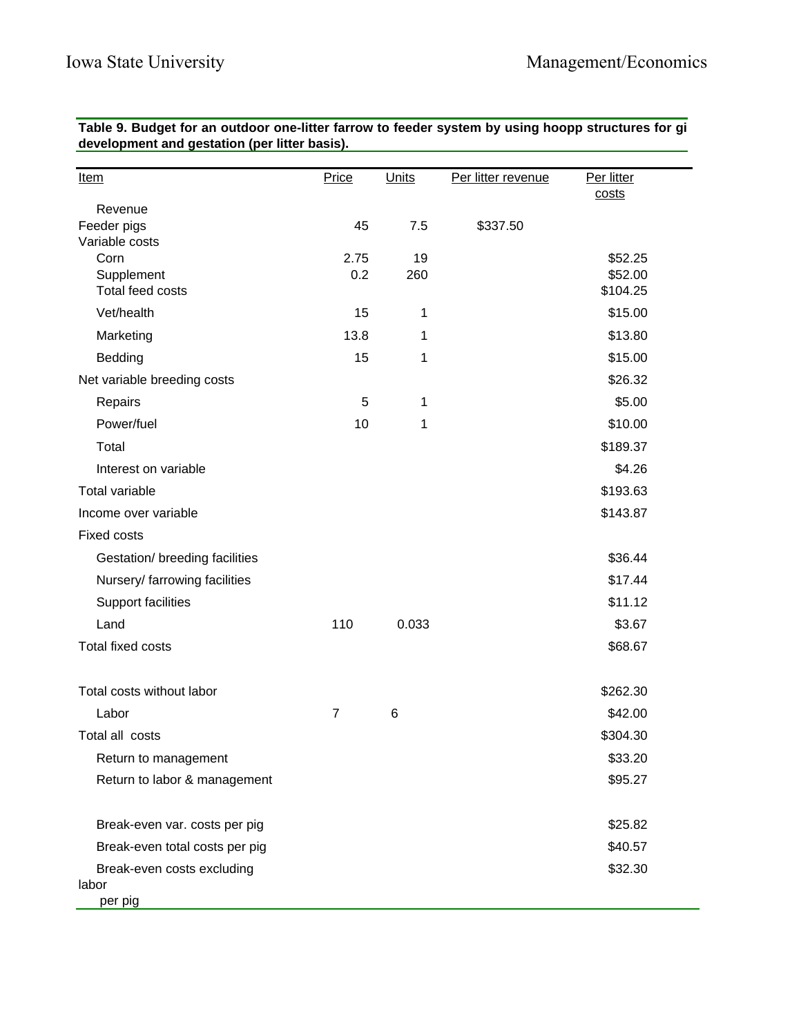**Table 9. Budget for an outdoor one-litter farrow to feeder system by using hoopp structures for gi development and gestation (per litter basis).**

| Item | Price | Units | Per litter revenue | Per litter costs |
|---|---|---|---|---|
| Revenue | | | | |
| Feeder pigs | 45 | 7.5 | $337.50 | |
| Variable costs | | | | |
| Corn | 2.75 | 19 | | $52.25 |
| Supplement | 0.2 | 260 | | $52.00 |
| Total feed costs | | | | $104.25 |
| Vet/health | 15 | 1 | | $15.00 |
| Marketing | 13.8 | 1 | | $13.80 |
| Bedding | 15 | 1 | | $15.00 |
| Net variable breeding costs | | | | $26.32 |
| Repairs | 5 | 1 | | $5.00 |
| Power/fuel | 10 | 1 | | $10.00 |
| Total | | | | $189.37 |
| Interest on variable | | | | $4.26 |
| Total variable | | | | $193.63 |
| Income over variable | | | | $143.87 |
| Fixed costs | | | | |
| Gestation/ breeding facilities | | | | $36.44 |
| Nursery/ farrowing facilities | | | | $17.44 |
| Support facilities | | | | $11.12 |
| Land | 110 | 0.033 | | $3.67 |
| Total fixed costs | | | | $68.67 |
| Total costs without labor | | | | $262.30 |
| Labor | 7 | 6 | | $42.00 |
| Total all costs | | | | $304.30 |
| Return to management | | | | $33.20 |
| Return to labor & management | | | | $95.27 |
| Break-even var. costs per pig | | | | $25.82 |
| Break-even total costs per pig | | | | $40.57 |
| Break-even costs excluding labor per pig | | | | $32.30 |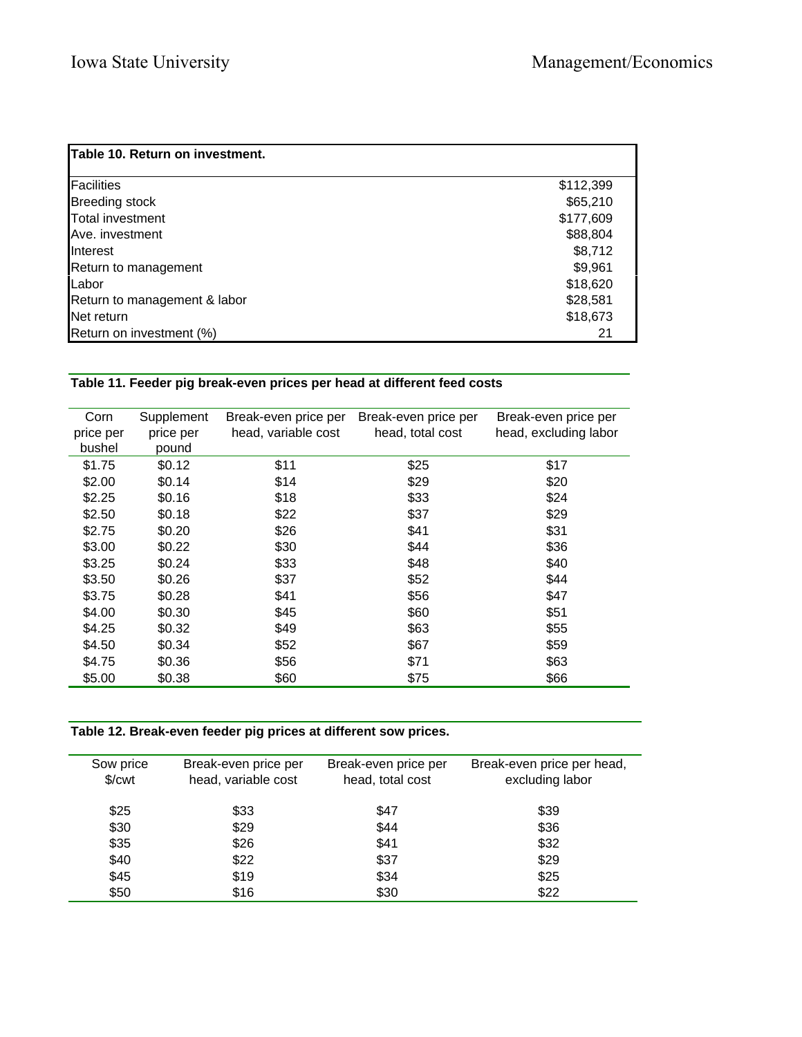**Table 10. Return on investment.**

| | |
|---|---:|
| Facilities | $112,399 |
| Breeding stock | $65,210 |
| Total investment | $177,609 |
| Ave. investment | $88,804 |
| Interest | $8,712 |
| Return to management | $9,961 |
| Labor | $18,620 |
| Return to management & labor | $28,581 |
| Net return | $18,673 |
| Return on investment (%) | 21 |

**Table 11. Feeder pig break-even prices per head at different feed costs**

| Corn price per bushel | Supplement price per pound | Break-even price per head, variable cost | Break-even price per head, total cost | Break-even price per head, excluding labor |
|---|---|---|---|---|
| $1.75 | $0.12 | $11 | $25 | $17 |
| $2.00 | $0.14 | $14 | $29 | $20 |
| $2.25 | $0.16 | $18 | $33 | $24 |
| $2.50 | $0.18 | $22 | $37 | $29 |
| $2.75 | $0.20 | $26 | $41 | $31 |
| $3.00 | $0.22 | $30 | $44 | $36 |
| $3.25 | $0.24 | $33 | $48 | $40 |
| $3.50 | $0.26 | $37 | $52 | $44 |
| $3.75 | $0.28 | $41 | $56 | $47 |
| $4.00 | $0.30 | $45 | $60 | $51 |
| $4.25 | $0.32 | $49 | $63 | $55 |
| $4.50 | $0.34 | $52 | $67 | $59 |
| $4.75 | $0.36 | $56 | $71 | $63 |
| $5.00 | $0.38 | $60 | $75 | $66 |

**Table 12. Break-even feeder pig prices at different sow prices.**

| Sow price $/cwt | Break-even price per head, variable cost | Break-even price per head, total cost | Break-even price per head, excluding labor |
|---|---|---|---|
| $25 | $33 | $47 | $39 |
| $30 | $29 | $44 | $36 |
| $35 | $26 | $41 | $32 |
| $40 | $22 | $37 | $29 |
| $45 | $19 | $34 | $25 |
| $50 | $16 | $30 | $22 |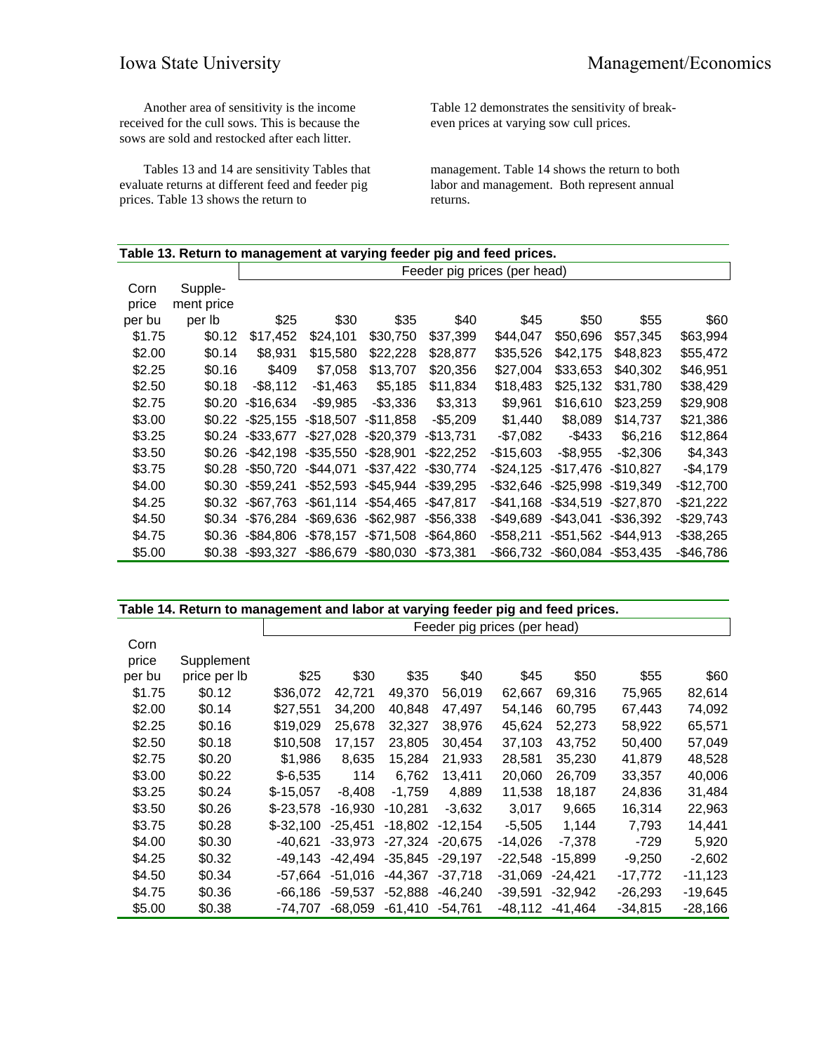Another area of sensitivity is the income received for the cull sows. This is because the sows are sold and restocked after each litter.

Table 12 demonstrates the sensitivity of break-even prices at varying sow cull prices.

Tables 13 and 14 are sensitivity Tables that evaluate returns at different feed and feeder pig prices. Table 13 shows the return to management. Table 14 shows the return to both labor and management. Both represent annual returns.

**Table 13. Return to management at varying feeder pig and feed prices.**

| | | Feeder pig prices (per head) | | | | | | | |
|---|---|---|---|---|---|---|---|---|---|
| Corn price per bu | Supple-ment price per lb | $25 | $30 | $35 | $40 | $45 | $50 | $55 | $60 |
| $1.75 | $0.12 | $17,452 | $24,101 | $30,750 | $37,399 | $44,047 | $50,696 | $57,345 | $63,994 |
| $2.00 | $0.14 | $8,931 | $15,580 | $22,228 | $28,877 | $35,526 | $42,175 | $48,823 | $55,472 |
| $2.25 | $0.16 | $409 | $7,058 | $13,707 | $20,356 | $27,004 | $33,653 | $40,302 | $46,951 |
| $2.50 | $0.18 | -$8,112 | -$1,463 | $5,185 | $11,834 | $18,483 | $25,132 | $31,780 | $38,429 |
| $2.75 | $0.20 | -$16,634 | -$9,985 | -$3,336 | $3,313 | $9,961 | $16,610 | $23,259 | $29,908 |
| $3.00 | $0.22 | -$25,155 | -$18,507 | -$11,858 | -$5,209 | $1,440 | $8,089 | $14,737 | $21,386 |
| $3.25 | $0.24 | -$33,677 | -$27,028 | -$20,379 | -$13,731 | -$7,082 | -$433 | $6,216 | $12,864 |
| $3.50 | $0.26 | -$42,198 | -$35,550 | -$28,901 | -$22,252 | -$15,603 | -$8,955 | -$2,306 | $4,343 |
| $3.75 | $0.28 | -$50,720 | -$44,071 | -$37,422 | -$30,774 | -$24,125 | -$17,476 | -$10,827 | -$4,179 |
| $4.00 | $0.30 | -$59,241 | -$52,593 | -$45,944 | -$39,295 | -$32,646 | -$25,998 | -$19,349 | -$12,700 |
| $4.25 | $0.32 | -$67,763 | -$61,114 | -$54,465 | -$47,817 | -$41,168 | -$34,519 | -$27,870 | -$21,222 |
| $4.50 | $0.34 | -$76,284 | -$69,636 | -$62,987 | -$56,338 | -$49,689 | -$43,041 | -$36,392 | -$29,743 |
| $4.75 | $0.36 | -$84,806 | -$78,157 | -$71,508 | -$64,860 | -$58,211 | -$51,562 | -$44,913 | -$38,265 |
| $5.00 | $0.38 | -$93,327 | -$86,679 | -$80,030 | -$73,381 | -$66,732 | -$60,084 | -$53,435 | -$46,786 |

**Table 14. Return to management and labor at varying feeder pig and feed prices.**

| | | Feeder pig prices (per head) | | | | | | | |
|---|---|---|---|---|---|---|---|---|---|
| Corn price per bu | Supplement price per lb | $25 | $30 | $35 | $40 | $45 | $50 | $55 | $60 |
| $1.75 | $0.12 | $36,072 | 42,721 | 49,370 | 56,019 | 62,667 | 69,316 | 75,965 | 82,614 |
| $2.00 | $0.14 | $27,551 | 34,200 | 40,848 | 47,497 | 54,146 | 60,795 | 67,443 | 74,092 |
| $2.25 | $0.16 | $19,029 | 25,678 | 32,327 | 38,976 | 45,624 | 52,273 | 58,922 | 65,571 |
| $2.50 | $0.18 | $10,508 | 17,157 | 23,805 | 30,454 | 37,103 | 43,752 | 50,400 | 57,049 |
| $2.75 | $0.20 | $1,986 | 8,635 | 15,284 | 21,933 | 28,581 | 35,230 | 41,879 | 48,528 |
| $3.00 | $0.22 | $-6,535 | 114 | 6,762 | 13,411 | 20,060 | 26,709 | 33,357 | 40,006 |
| $3.25 | $0.24 | $-15,057 | -8,408 | -1,759 | 4,889 | 11,538 | 18,187 | 24,836 | 31,484 |
| $3.50 | $0.26 | $-23,578 | -16,930 | -10,281 | -3,632 | 3,017 | 9,665 | 16,314 | 22,963 |
| $3.75 | $0.28 | $-32,100 | -25,451 | -18,802 | -12,154 | -5,505 | 1,144 | 7,793 | 14,441 |
| $4.00 | $0.30 | -40,621 | -33,973 | -27,324 | -20,675 | -14,026 | -7,378 | -729 | 5,920 |
| $4.25 | $0.32 | -49,143 | -42,494 | -35,845 | -29,197 | -22,548 | -15,899 | -9,250 | -2,602 |
| $4.50 | $0.34 | -57,664 | -51,016 | -44,367 | -37,718 | -31,069 | -24,421 | -17,772 | -11,123 |
| $4.75 | $0.36 | -66,186 | -59,537 | -52,888 | -46,240 | -39,591 | -32,942 | -26,293 | -19,645 |
| $5.00 | $0.38 | -74,707 | -68,059 | -61,410 | -54,761 | -48,112 | -41,464 | -34,815 | -28,166 |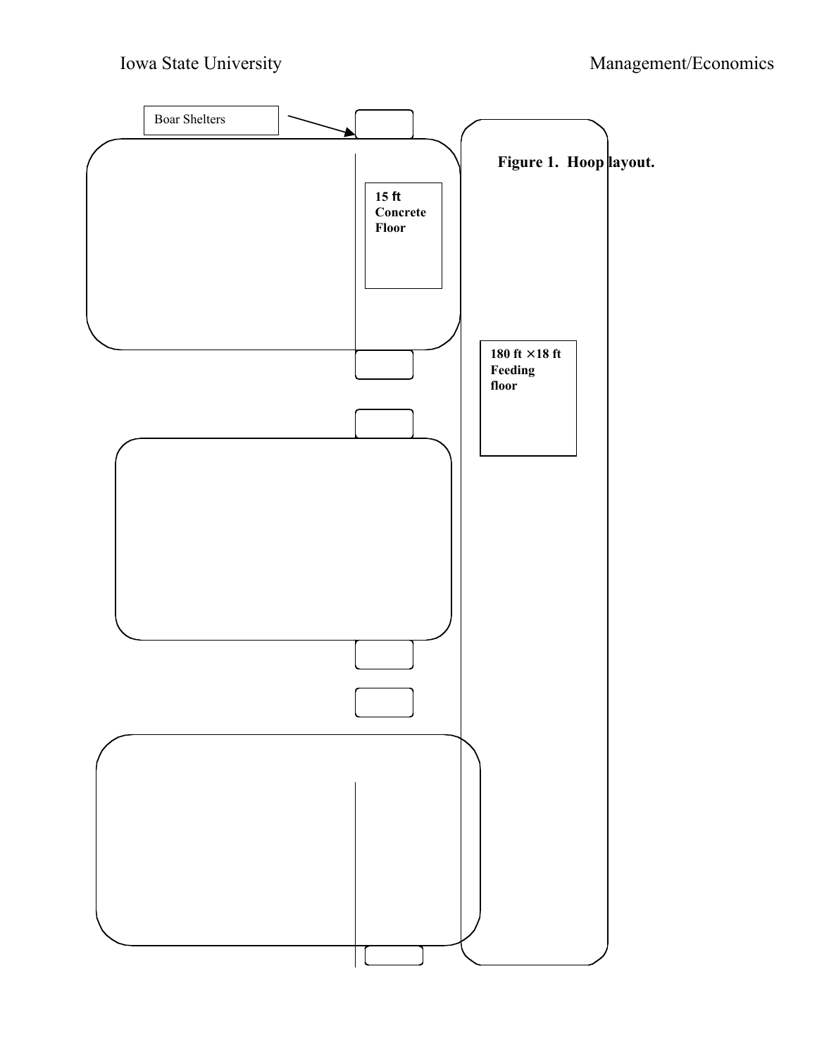Boar Shelters

15 ft
Concrete
Floor

**Figure 1. Hoop layout.**

180 ft × 18 ft
Feeding
floor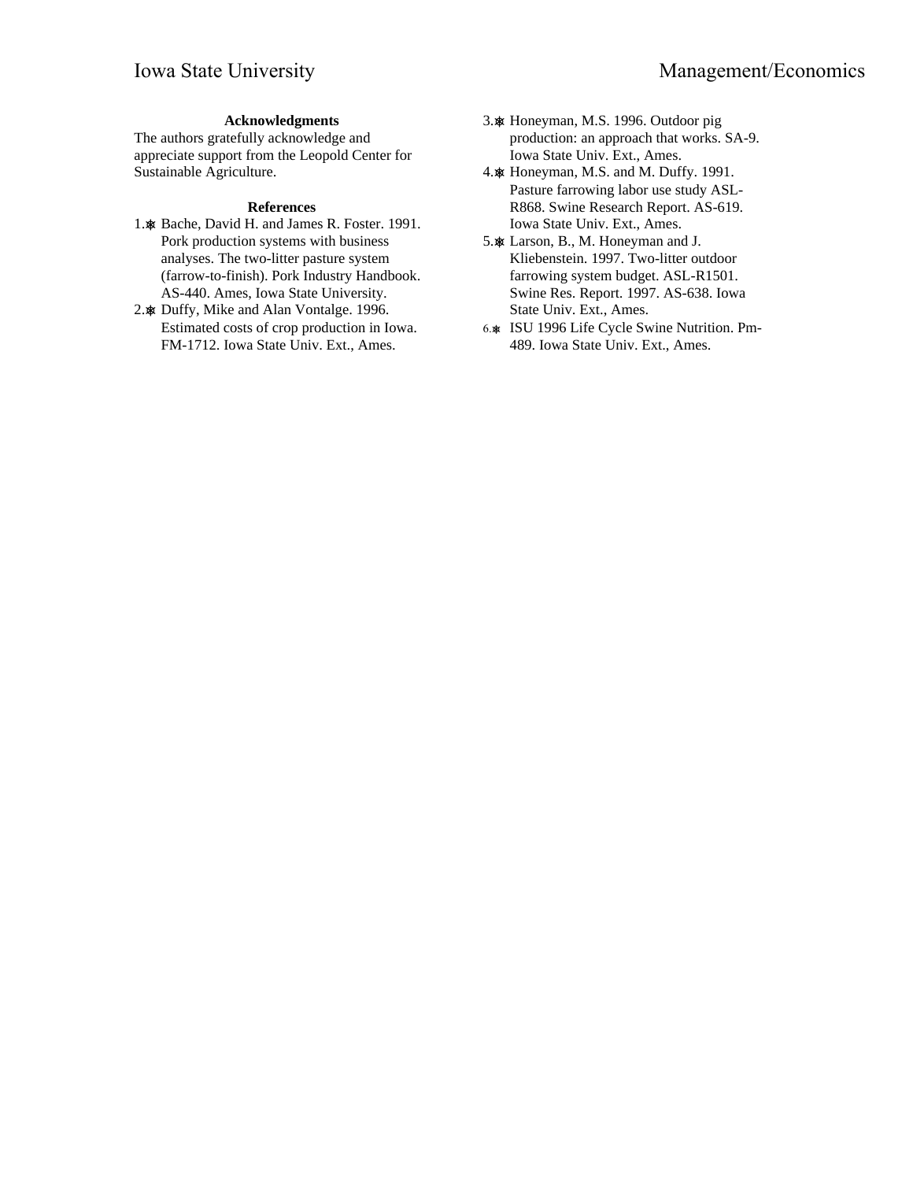### Acknowledgments

The authors gratefully acknowledge and appreciate support from the Leopold Center for Sustainable Agriculture.

### References

1. Bache, David H. and James R. Foster. 1991. Pork production systems with business analyses. The two-litter pasture system (farrow-to-finish). Pork Industry Handbook. AS-440. Ames, Iowa State University.
2. Duffy, Mike and Alan Vontalge. 1996. Estimated costs of crop production in Iowa. FM-1712. Iowa State Univ. Ext., Ames.
3. Honeyman, M.S. 1996. Outdoor pig production: an approach that works. SA-9. Iowa State Univ. Ext., Ames.
4. Honeyman, M.S. and M. Duffy. 1991. Pasture farrowing labor use study ASL-R868. Swine Research Report. AS-619. Iowa State Univ. Ext., Ames.
5. Larson, B., M. Honeyman and J. Kliebenstein. 1997. Two-litter outdoor farrowing system budget. ASL-R1501. Swine Res. Report. 1997. AS-638. Iowa State Univ. Ext., Ames.
6. ISU 1996 Life Cycle Swine Nutrition. Pm-489. Iowa State Univ. Ext., Ames.